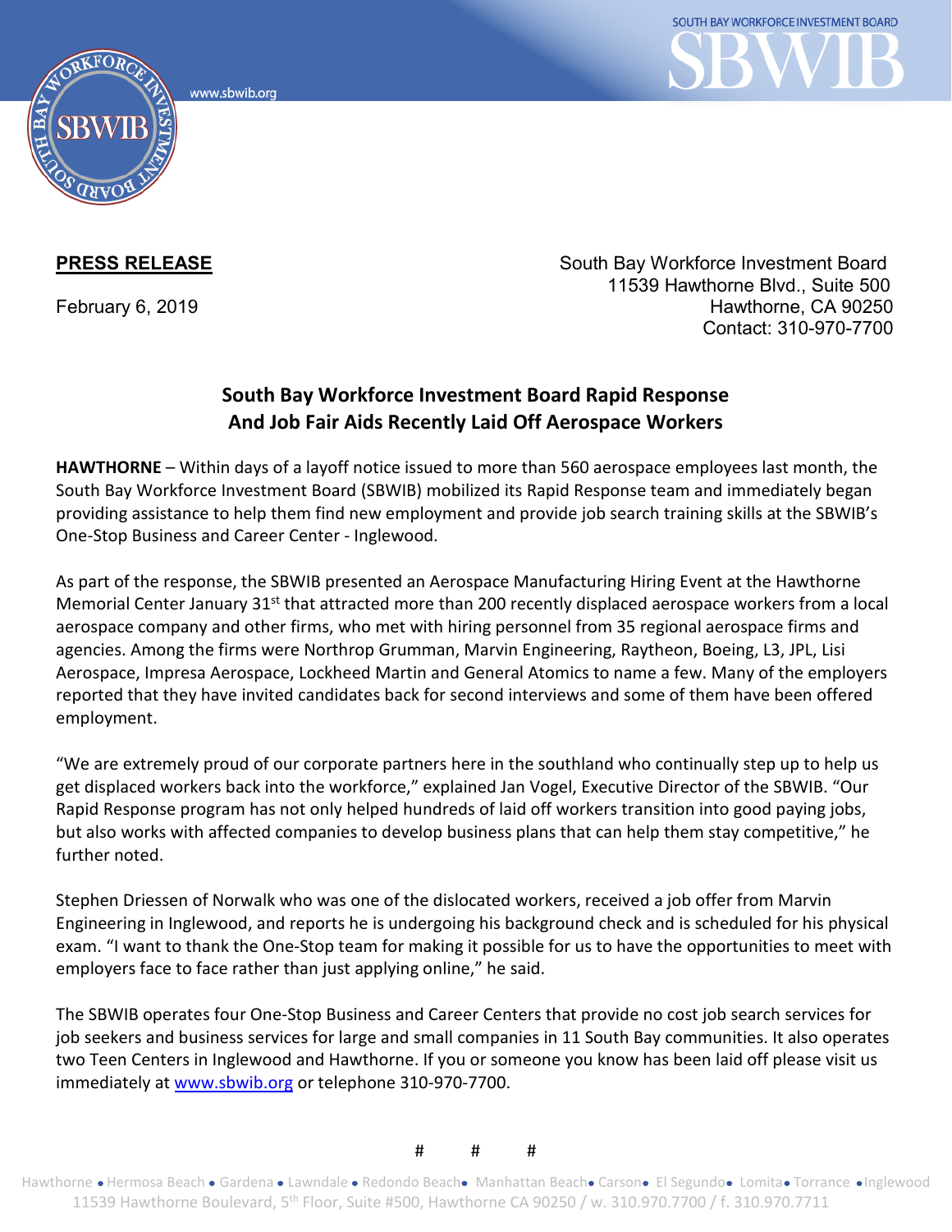**PRESS RELEASE**

February 6, 2019

South Bay Workforce Investment Board
11539 Hawthorne Blvd., Suite 500
Hawthorne, CA 90250
Contact: 310-970-7700

## South Bay Workforce Investment Board Rapid Response And Job Fair Aids Recently Laid Off Aerospace Workers

**HAWTHORNE** – Within days of a layoff notice issued to more than 560 aerospace employees last month, the South Bay Workforce Investment Board (SBWIB) mobilized its Rapid Response team and immediately began providing assistance to help them find new employment and provide job search training skills at the SBWIB's One-Stop Business and Career Center - Inglewood.

As part of the response, the SBWIB presented an Aerospace Manufacturing Hiring Event at the Hawthorne Memorial Center January 31st that attracted more than 200 recently displaced aerospace workers from a local aerospace company and other firms, who met with hiring personnel from 35 regional aerospace firms and agencies. Among the firms were Northrop Grumman, Marvin Engineering, Raytheon, Boeing, L3, JPL, Lisi Aerospace, Impresa Aerospace, Lockheed Martin and General Atomics to name a few. Many of the employers reported that they have invited candidates back for second interviews and some of them have been offered employment.

"We are extremely proud of our corporate partners here in the southland who continually step up to help us get displaced workers back into the workforce," explained Jan Vogel, Executive Director of the SBWIB. "Our Rapid Response program has not only helped hundreds of laid off workers transition into good paying jobs, but also works with affected companies to develop business plans that can help them stay competitive," he further noted.

Stephen Driessen of Norwalk who was one of the dislocated workers, received a job offer from Marvin Engineering in Inglewood, and reports he is undergoing his background check and is scheduled for his physical exam. "I want to thank the One-Stop team for making it possible for us to have the opportunities to meet with employers face to face rather than just applying online," he said.

The SBWIB operates four One-Stop Business and Career Centers that provide no cost job search services for job seekers and business services for large and small companies in 11 South Bay communities. It also operates two Teen Centers in Inglewood and Hawthorne. If you or someone you know has been laid off please visit us immediately at www.sbwib.org or telephone 310-970-7700.

# # #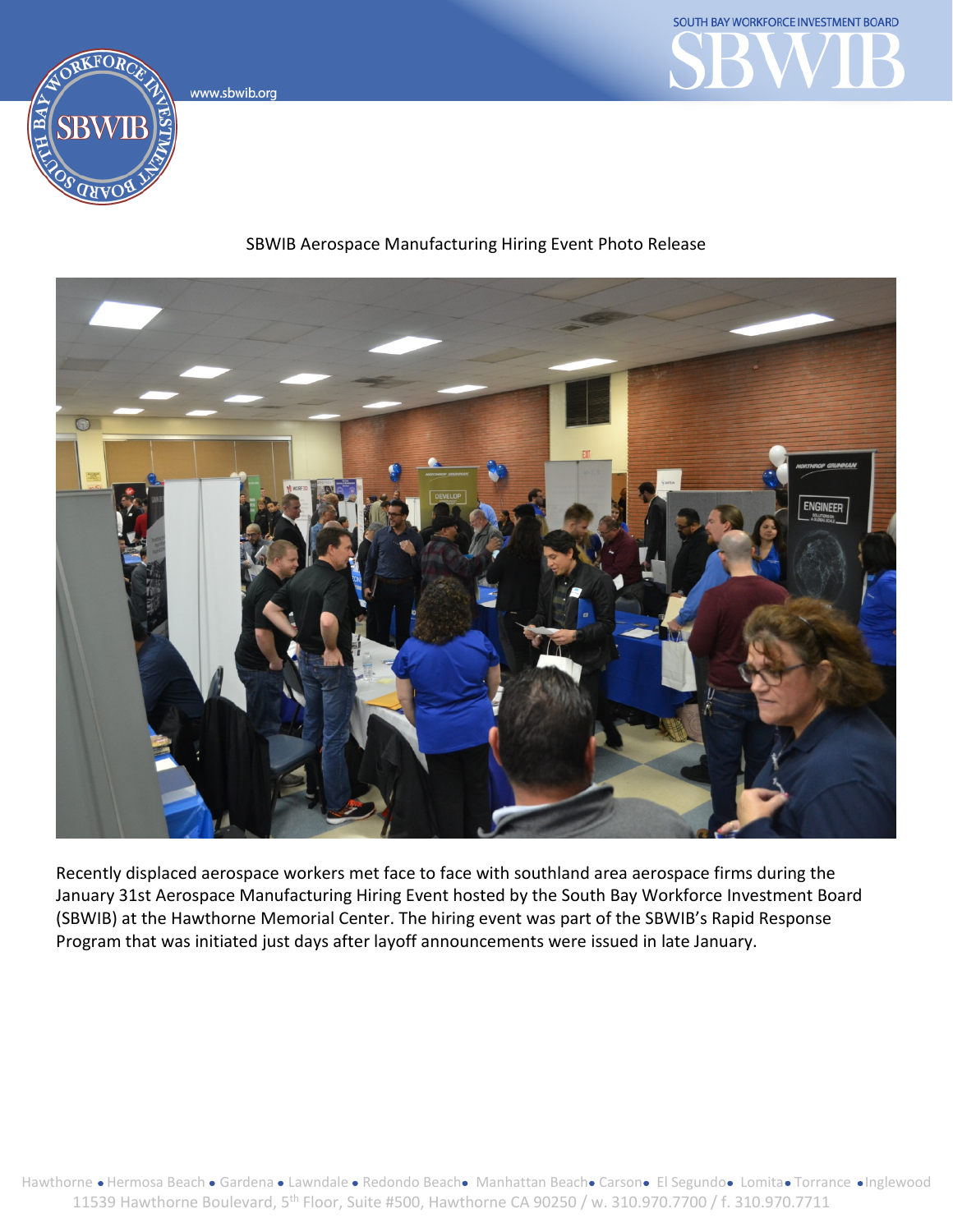SBWIB Aerospace Manufacturing Hiring Event Photo Release

Recently displaced aerospace workers met face to face with southland area aerospace firms during the January 31st Aerospace Manufacturing Hiring Event hosted by the South Bay Workforce Investment Board (SBWIB) at the Hawthorne Memorial Center. The hiring event was part of the SBWIB's Rapid Response Program that was initiated just days after layoff announcements were issued in late January.